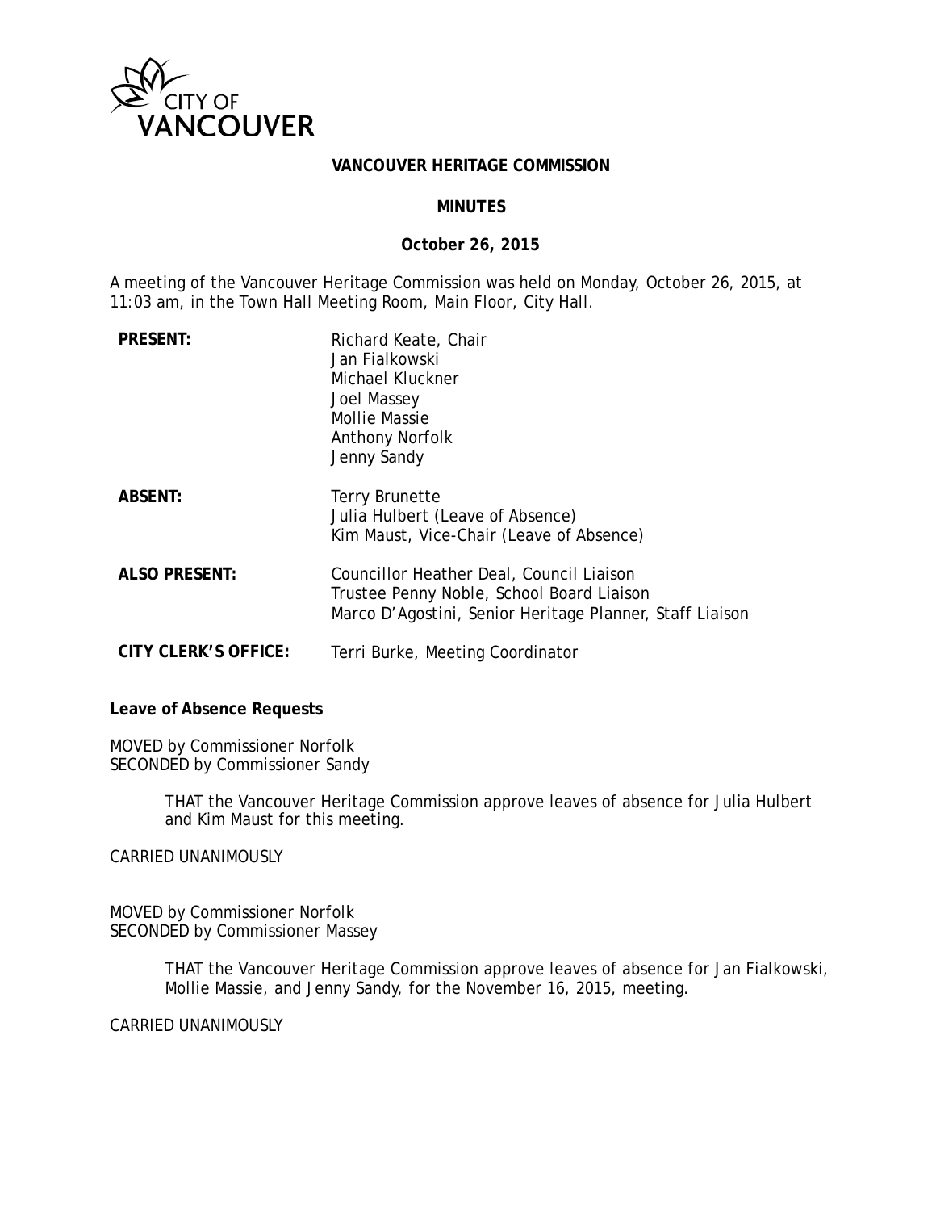CITY OF VANCOUVER

# VANCOUVER HERITAGE COMMISSION

## MINUTES

**October 26, 2015**

A meeting of the Vancouver Heritage Commission was held on Monday, October 26, 2015, at 11:03 am, in the Town Hall Meeting Room, Main Floor, City Hall.

**PRESENT:**
Richard Keate, Chair
Jan Fialkowski
Michael Kluckner
Joel Massey
Mollie Massie
Anthony Norfolk
Jenny Sandy

**ABSENT:**
Terry Brunette
Julia Hulbert (Leave of Absence)
Kim Maust, Vice-Chair (Leave of Absence)

**ALSO PRESENT:**
Councillor Heather Deal, Council Liaison
Trustee Penny Noble, School Board Liaison
Marco D'Agostini, Senior Heritage Planner, Staff Liaison

**CITY CLERK'S OFFICE:** Terri Burke, Meeting Coordinator

**Leave of Absence Requests**

MOVED by Commissioner Norfolk
SECONDED by Commissioner Sandy

> THAT the Vancouver Heritage Commission approve leaves of absence for Julia Hulbert and Kim Maust for this meeting.

CARRIED UNANIMOUSLY

MOVED by Commissioner Norfolk
SECONDED by Commissioner Massey

> THAT the Vancouver Heritage Commission approve leaves of absence for Jan Fialkowski, Mollie Massie, and Jenny Sandy, for the November 16, 2015, meeting.

CARRIED UNANIMOUSLY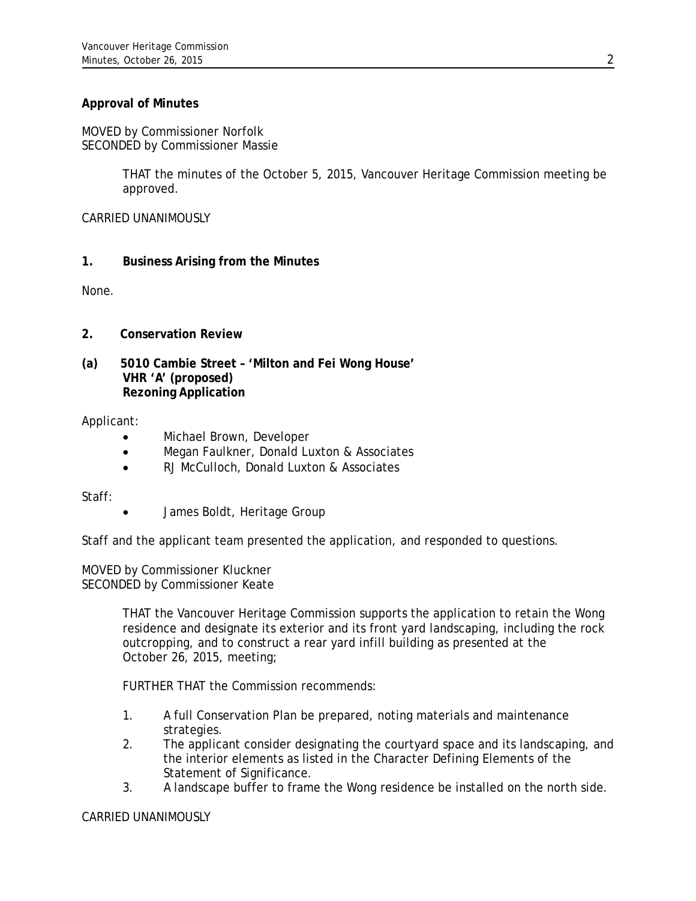**Approval of Minutes**

MOVED by Commissioner Norfolk
SECONDED by Commissioner Massie

> THAT the minutes of the October 5, 2015, Vancouver Heritage Commission meeting be approved.

CARRIED UNANIMOUSLY

## 1. Business Arising from the Minutes

None.

## 2. Conservation Review

### (a) 5010 Cambie Street – 'Milton and Fei Wong House' VHR 'A' (proposed) Rezoning Application

Applicant:

- Michael Brown, Developer
- Megan Faulkner, Donald Luxton & Associates
- RJ McCulloch, Donald Luxton & Associates

Staff:

- James Boldt, Heritage Group

Staff and the applicant team presented the application, and responded to questions.

MOVED by Commissioner Kluckner
SECONDED by Commissioner Keate

> THAT the Vancouver Heritage Commission supports the application to retain the Wong residence and designate its exterior and its front yard landscaping, including the rock outcropping, and to construct a rear yard infill building as presented at the October 26, 2015, meeting;
>
> FURTHER THAT the Commission recommends:
>
> 1. A full Conservation Plan be prepared, noting materials and maintenance strategies.
> 2. The applicant consider designating the courtyard space and its landscaping, and the interior elements as listed in the Character Defining Elements of the Statement of Significance.
> 3. A landscape buffer to frame the Wong residence be installed on the north side.

CARRIED UNANIMOUSLY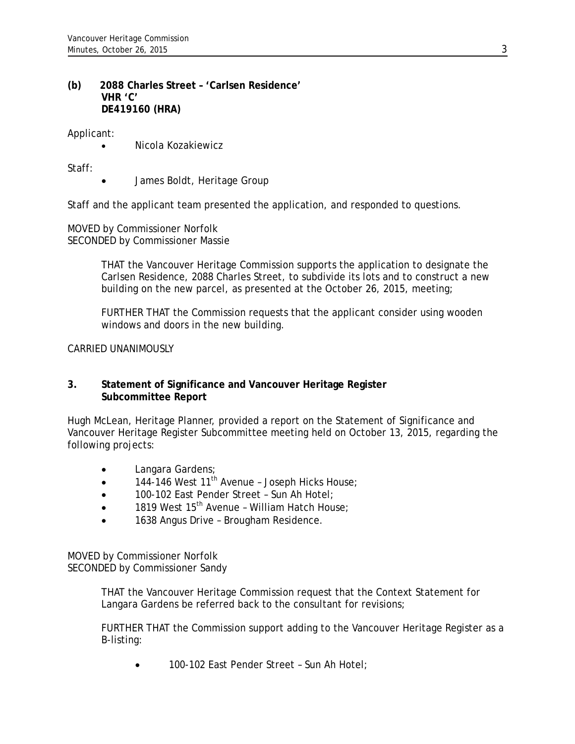**(b) 2088 Charles Street – 'Carlsen Residence'**
**VHR 'C'**
**DE419160 (HRA)**

Applicant:

- Nicola Kozakiewicz

Staff:

- James Boldt, Heritage Group

Staff and the applicant team presented the application, and responded to questions.

MOVED by Commissioner Norfolk
SECONDED by Commissioner Massie

> THAT the Vancouver Heritage Commission supports the application to designate the Carlsen Residence, 2088 Charles Street, to subdivide its lots and to construct a new building on the new parcel, as presented at the October 26, 2015, meeting;
>
> FURTHER THAT the Commission requests that the applicant consider using wooden windows and doors in the new building.

CARRIED UNANIMOUSLY

## 3. Statement of Significance and Vancouver Heritage Register Subcommittee Report

Hugh McLean, Heritage Planner, provided a report on the Statement of Significance and Vancouver Heritage Register Subcommittee meeting held on October 13, 2015, regarding the following projects:

- Langara Gardens;
- 144-146 West 11th Avenue – Joseph Hicks House;
- 100-102 East Pender Street – Sun Ah Hotel;
- 1819 West 15th Avenue – William Hatch House;
- 1638 Angus Drive – Brougham Residence.

MOVED by Commissioner Norfolk
SECONDED by Commissioner Sandy

> THAT the Vancouver Heritage Commission request that the Context Statement for Langara Gardens be referred back to the consultant for revisions;
>
> FURTHER THAT the Commission support adding to the Vancouver Heritage Register as a B-listing:
>
> - 100-102 East Pender Street – Sun Ah Hotel;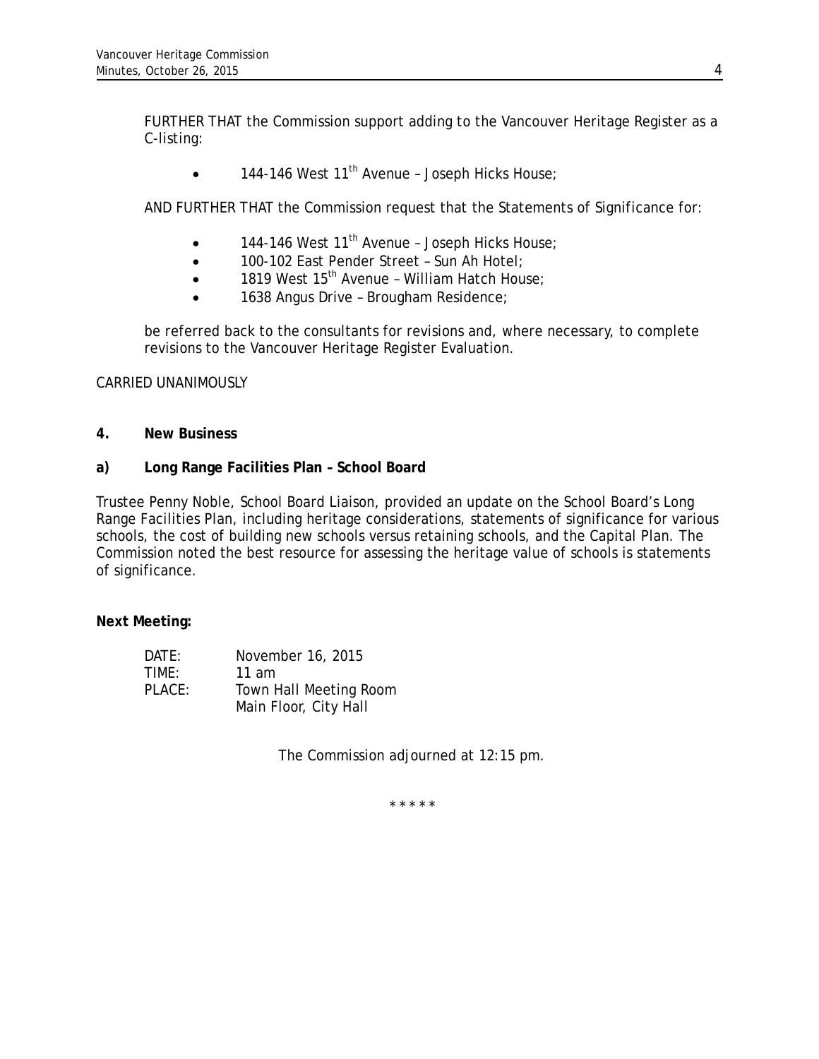FURTHER THAT the Commission support adding to the Vancouver Heritage Register as a C-listing:

- 144-146 West 11th Avenue – Joseph Hicks House;

AND FURTHER THAT the Commission request that the Statements of Significance for:

- 144-146 West 11th Avenue – Joseph Hicks House;
- 100-102 East Pender Street – Sun Ah Hotel;
- 1819 West 15th Avenue – William Hatch House;
- 1638 Angus Drive – Brougham Residence;

be referred back to the consultants for revisions and, where necessary, to complete revisions to the Vancouver Heritage Register Evaluation.

CARRIED UNANIMOUSLY

**4. New Business**

**a) Long Range Facilities Plan – School Board**

Trustee Penny Noble, School Board Liaison, provided an update on the School Board's Long Range Facilities Plan, including heritage considerations, statements of significance for various schools, the cost of building new schools versus retaining schools, and the Capital Plan. The Commission noted the best resource for assessing the heritage value of schools is statements of significance.

**Next Meeting:**

| | |
|---|---|
| DATE: | November 16, 2015 |
| TIME: | 11 am |
| PLACE: | Town Hall Meeting Room<br>Main Floor, City Hall |

The Commission adjourned at 12:15 pm.

\* \* \* \* \*